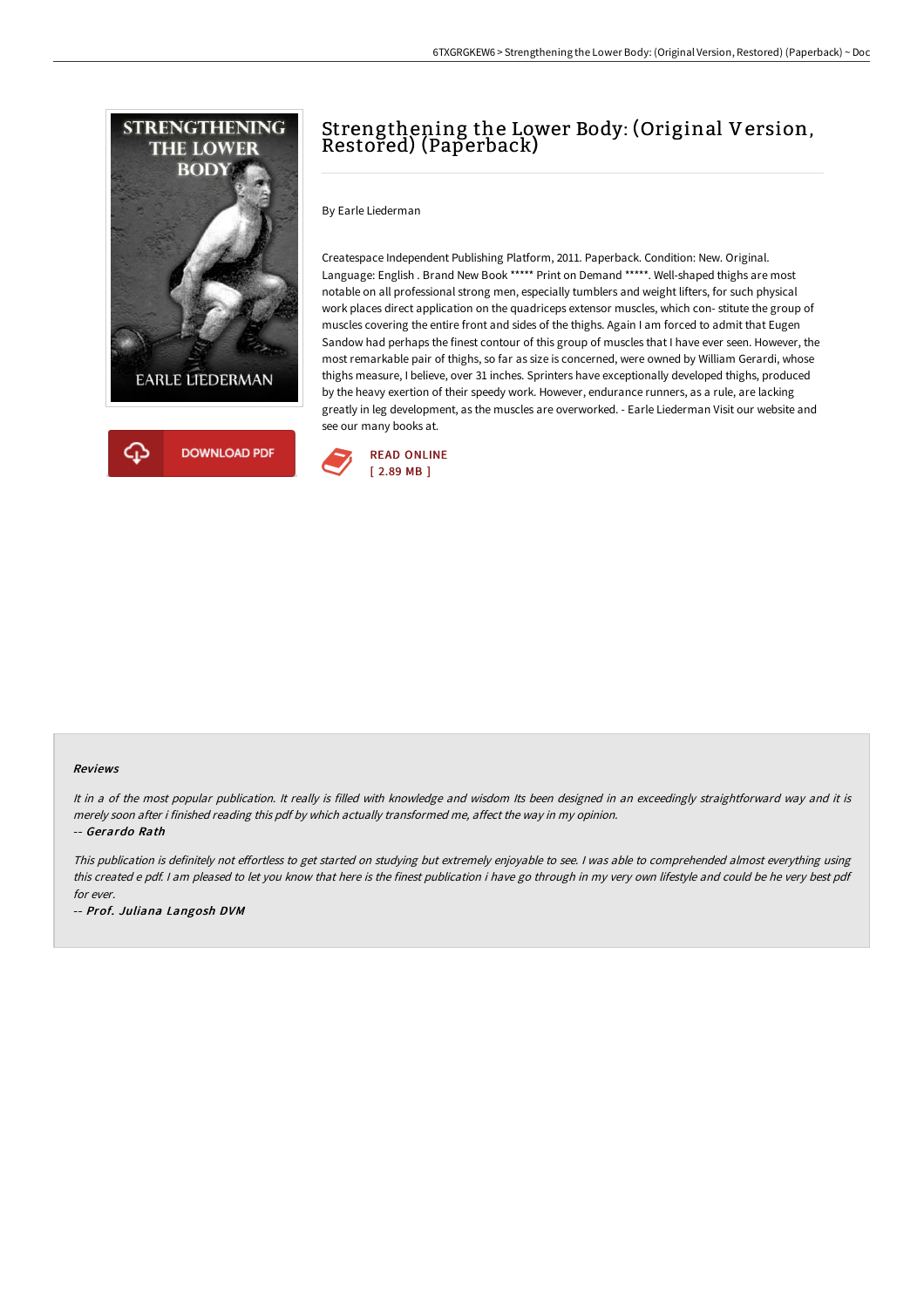# Strengthening the Lower Body: (Original Version, Restored) (Paperback)

By Earle Liederman

Createspace Independent Publishing Platform, 2011. Paperback. Condition: New. Original. Language: English . Brand New Book ***** Print on Demand *****. Well-shaped thighs are most notable on all professional strong men, especially tumblers and weight lifters, for such physical work places direct application on the quadriceps extensor muscles, which con- stitute the group of muscles covering the entire front and sides of the thighs. Again I am forced to admit that Eugen Sandow had perhaps the finest contour of this group of muscles that I have ever seen. However, the most remarkable pair of thighs, so far as size is concerned, were owned by William Gerardi, whose thighs measure, I believe, over 31 inches. Sprinters have exceptionally developed thighs, produced by the heavy exertion of their speedy work. However, endurance runners, as a rule, are lacking greatly in leg development, as the muscles are overworked. - Earle Liederman Visit our website and see our many books at.

DOWNLOAD PDF

READ ONLINE
[ 2.89 MB ]

### Reviews

*It in a of the most popular publication. It really is filled with knowledge and wisdom Its been designed in an exceedingly straightforward way and it is merely soon after i finished reading this pdf by which actually transformed me, affect the way in my opinion.*

*-- Gerardo Rath*

*This publication is definitely not effortless to get started on studying but extremely enjoyable to see. I was able to comprehended almost everything using this created e pdf. I am pleased to let you know that here is the finest publication i have go through in my very own lifestyle and could be he very best pdf for ever.*

*-- Prof. Juliana Langosh DVM*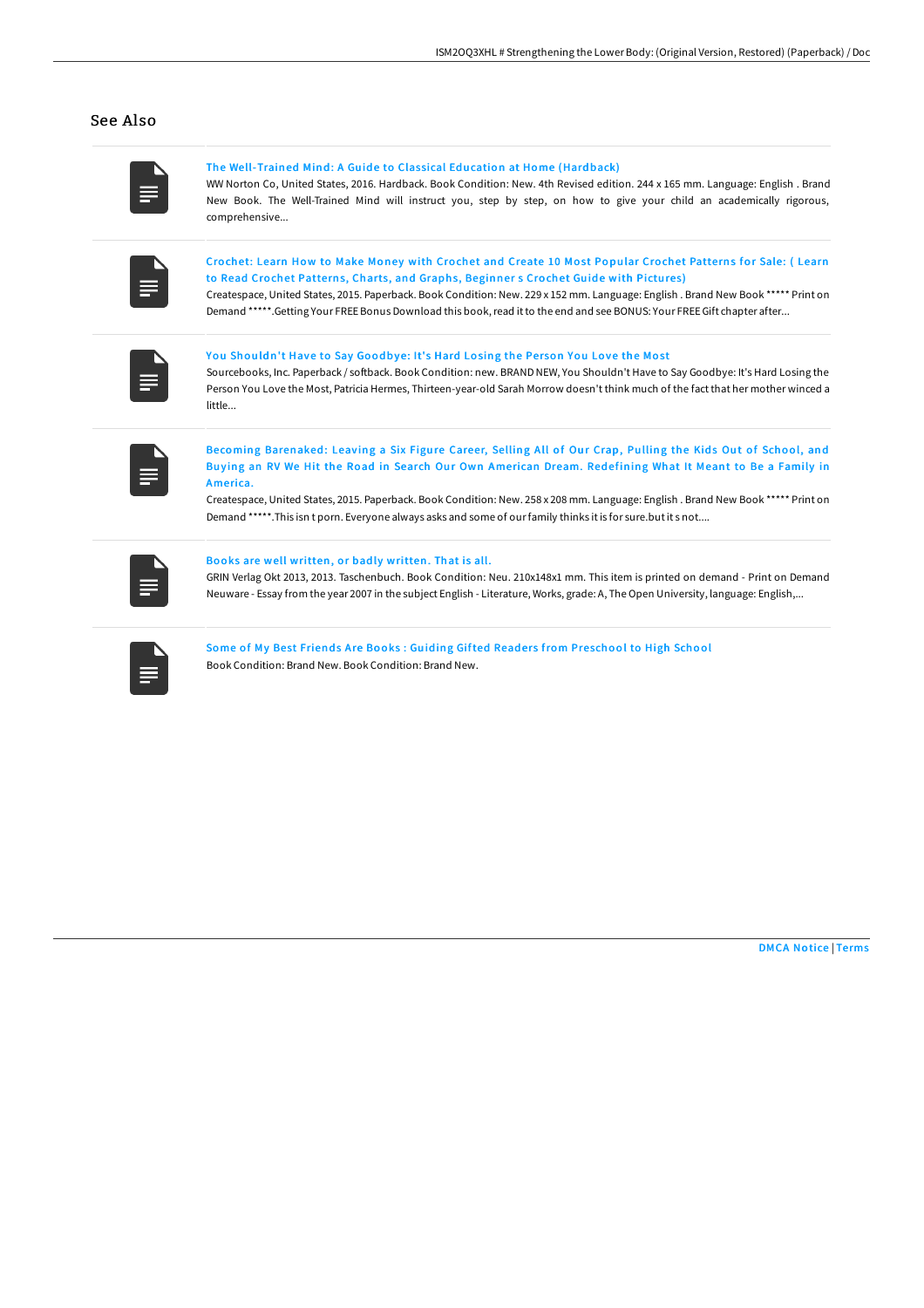## See Also

**The Well-Trained Mind: A Guide to Classical Education at Home (Hardback)**

WW Norton Co, United States, 2016. Hardback. Book Condition: New. 4th Revised edition. 244 x 165 mm. Language: English . Brand New Book. The Well-Trained Mind will instruct you, step by step, on how to give your child an academically rigorous, comprehensive...

**Crochet: Learn How to Make Money with Crochet and Create 10 Most Popular Crochet Patterns for Sale: ( Learn to Read Crochet Patterns, Charts, and Graphs, Beginner s Crochet Guide with Pictures)**

Createspace, United States, 2015. Paperback. Book Condition: New. 229 x 152 mm. Language: English . Brand New Book ***** Print on Demand *****.Getting Your FREE Bonus Download this book, read it to the end and see BONUS: Your FREE Gift chapter after...

**You Shouldn't Have to Say Goodbye: It's Hard Losing the Person You Love the Most**

Sourcebooks, Inc. Paperback / softback. Book Condition: new. BRAND NEW, You Shouldn't Have to Say Goodbye: It's Hard Losing the Person You Love the Most, Patricia Hermes, Thirteen-year-old Sarah Morrow doesn't think much of the fact that her mother winced a little...

**Becoming Barenaked: Leaving a Six Figure Career, Selling All of Our Crap, Pulling the Kids Out of School, and Buying an RV We Hit the Road in Search Our Own American Dream. Redefining What It Meant to Be a Family in America.**

Createspace, United States, 2015. Paperback. Book Condition: New. 258 x 208 mm. Language: English . Brand New Book ***** Print on Demand *****.This isn t porn. Everyone always asks and some of our family thinks it is for sure.but it s not....

**Books are well written, or badly written. That is all.**

GRIN Verlag Okt 2013, 2013. Taschenbuch. Book Condition: Neu. 210x148x1 mm. This item is printed on demand - Print on Demand Neuware - Essay from the year 2007 in the subject English - Literature, Works, grade: A, The Open University, language: English,...

**Some of My Best Friends Are Books : Guiding Gifted Readers from Preschool to High School**

Book Condition: Brand New. Book Condition: Brand New.

DMCA Notice | Terms